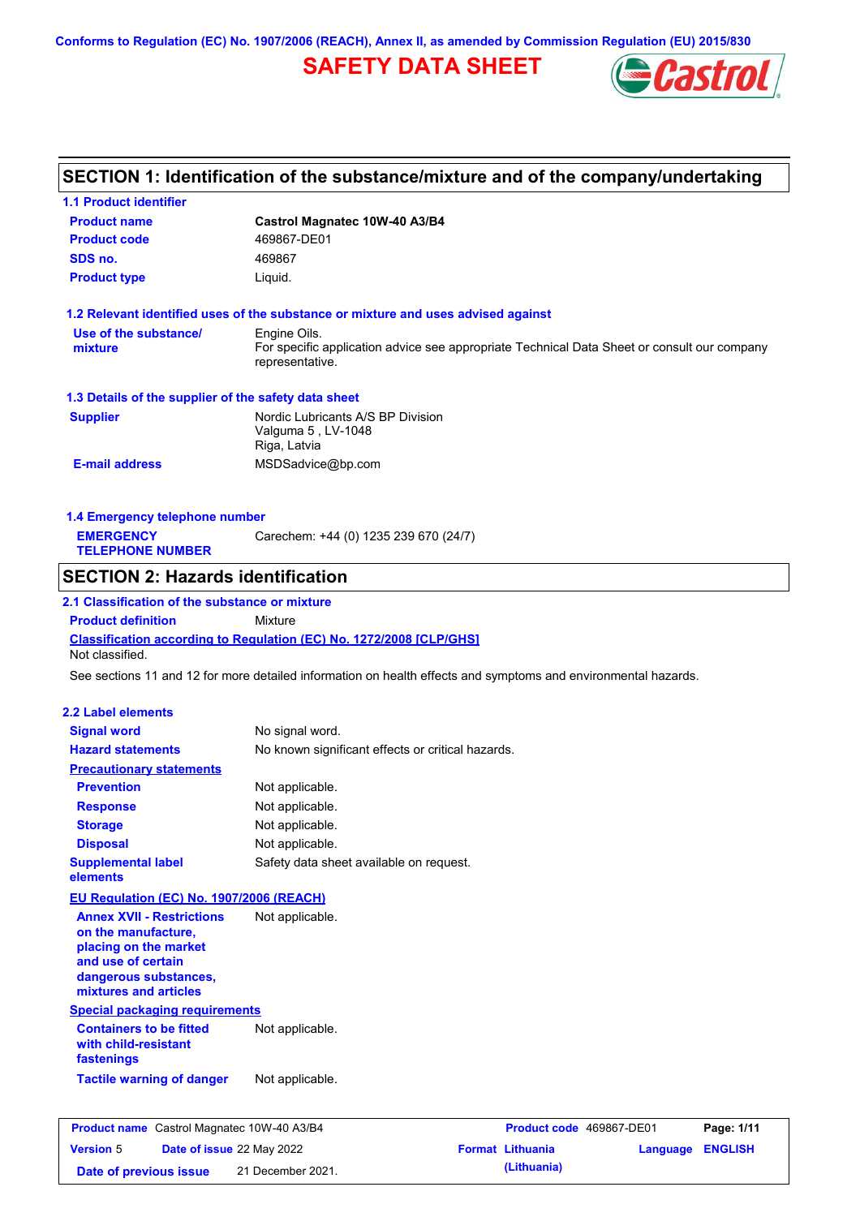Conforms to Regulation (EC) No. 1907/2006 (REACH), Annex II, as amended by Commission Regulation (EU) 2015/830

# SAFETY DATA SHEET

## SECTION 1: Identification of the substance/mixture and of the company/undertaking

### 1.1 Product identifier

| | |
|---|---|
| **Product name** | **Castrol Magnatec 10W-40 A3/B4** |
| **Product code** | 469867-DE01 |
| **SDS no.** | 469867 |
| **Product type** | Liquid. |

### 1.2 Relevant identified uses of the substance or mixture and uses advised against

| | |
|---|---|
| **Use of the substance/ mixture** | Engine Oils. For specific application advice see appropriate Technical Data Sheet or consult our company representative. |

### 1.3 Details of the supplier of the safety data sheet

| | |
|---|---|
| **Supplier** | Nordic Lubricants A/S BP Division<br>Valguma 5 , LV-1048<br>Riga, Latvia |
| **E-mail address** | MSDSadvice@bp.com |

### 1.4 Emergency telephone number

| | |
|---|---|
| **EMERGENCY TELEPHONE NUMBER** | Carechem: +44 (0) 1235 239 670 (24/7) |

## SECTION 2: Hazards identification

### 2.1 Classification of the substance or mixture

**Product definition** Mixture

**Classification according to Regulation (EC) No. 1272/2008 [CLP/GHS]**

Not classified.

See sections 11 and 12 for more detailed information on health effects and symptoms and environmental hazards.

### 2.2 Label elements

| | |
|---|---|
| **Signal word** | No signal word. |
| **Hazard statements** | No known significant effects or critical hazards. |

**Precautionary statements**

| | |
|---|---|
| **Prevention** | Not applicable. |
| **Response** | Not applicable. |
| **Storage** | Not applicable. |
| **Disposal** | Not applicable. |
| **Supplemental label elements** | Safety data sheet available on request. |

**EU Regulation (EC) No. 1907/2006 (REACH)**

| | |
|---|---|
| **Annex XVII - Restrictions on the manufacture, placing on the market and use of certain dangerous substances, mixtures and articles** | Not applicable. |

**Special packaging requirements**

| | |
|---|---|
| **Containers to be fitted with child-resistant fastenings** | Not applicable. |
| **Tactile warning of danger** | Not applicable. |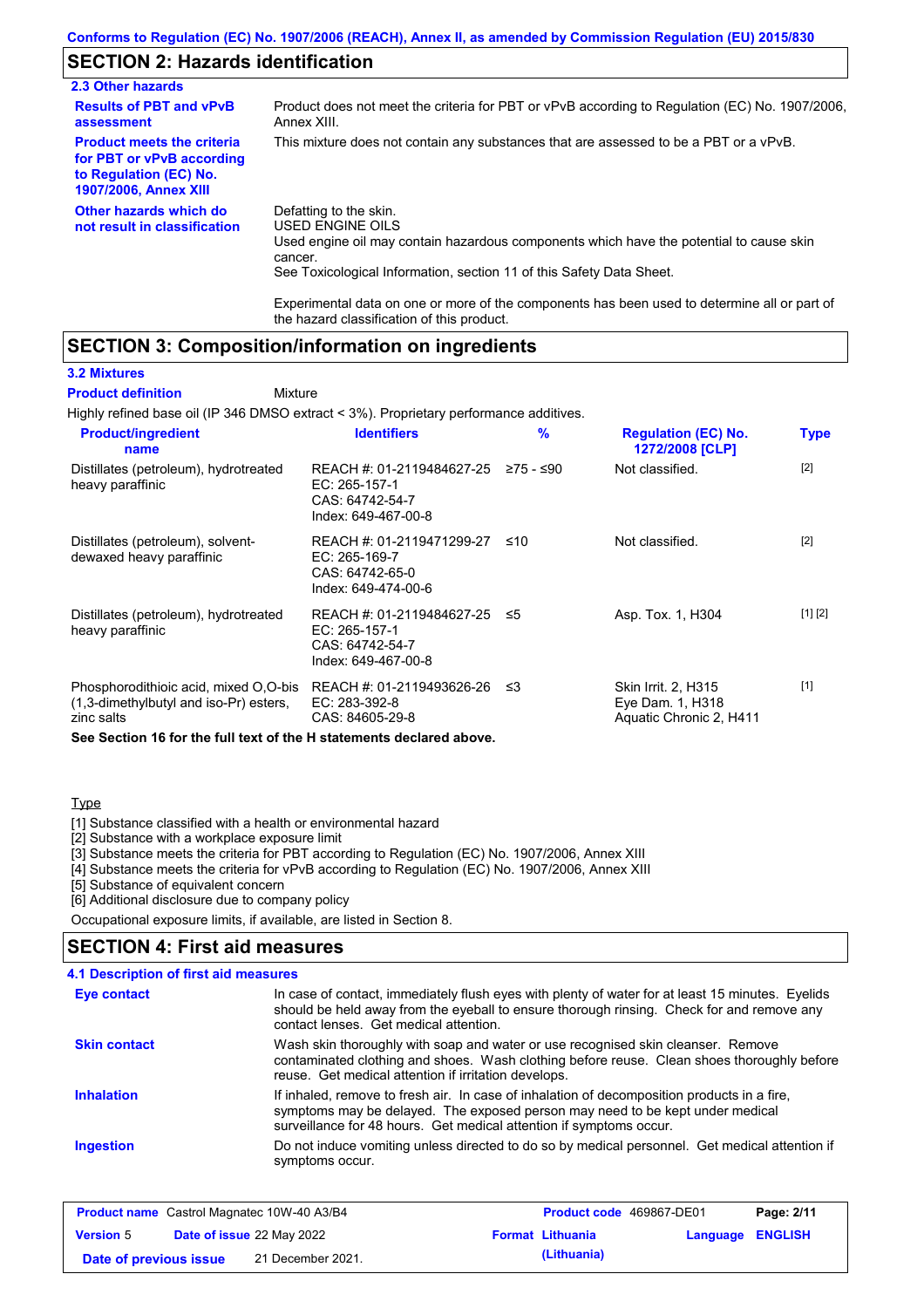## SECTION 2: Hazards identification

### 2.3 Other hazards

| | |
|---|---|
| **Results of PBT and vPvB assessment** | Product does not meet the criteria for PBT or vPvB according to Regulation (EC) No. 1907/2006, Annex XIII. |
| **Product meets the criteria for PBT or vPvB according to Regulation (EC) No. 1907/2006, Annex XIII** | This mixture does not contain any substances that are assessed to be a PBT or a vPvB. |
| **Other hazards which do not result in classification** | Defatting to the skin.<br>USED ENGINE OILS<br>Used engine oil may contain hazardous components which have the potential to cause skin cancer.<br>See Toxicological Information, section 11 of this Safety Data Sheet.<br><br>Experimental data on one or more of the components has been used to determine all or part of the hazard classification of this product. |

## SECTION 3: Composition/information on ingredients

### 3.2 Mixtures

**Product definition** Mixture

Highly refined base oil (IP 346 DMSO extract < 3%). Proprietary performance additives.

| Product/ingredient name | Identifiers | % | Regulation (EC) No. 1272/2008 [CLP] | Type |
|---|---|---|---|---|
| Distillates (petroleum), hydrotreated heavy paraffinic | REACH #: 01-2119484627-25<br>EC: 265-157-1<br>CAS: 64742-54-7<br>Index: 649-467-00-8 | ≥75 - ≤90 | Not classified. | [2] |
| Distillates (petroleum), solvent-dewaxed heavy paraffinic | REACH #: 01-2119471299-27<br>EC: 265-169-7<br>CAS: 64742-65-0<br>Index: 649-474-00-6 | ≤10 | Not classified. | [2] |
| Distillates (petroleum), hydrotreated heavy paraffinic | REACH #: 01-2119484627-25<br>EC: 265-157-1<br>CAS: 64742-54-7<br>Index: 649-467-00-8 | ≤5 | Asp. Tox. 1, H304 | [1] [2] |
| Phosphorodithioic acid, mixed O,O-bis (1,3-dimethylbutyl and iso-Pr) esters, zinc salts | REACH #: 01-2119493626-26<br>EC: 283-392-8<br>CAS: 84605-29-8 | ≤3 | Skin Irrit. 2, H315<br>Eye Dam. 1, H318<br>Aquatic Chronic 2, H411 | [1] |

**See Section 16 for the full text of the H statements declared above.**

Type

[1] Substance classified with a health or environmental hazard
[2] Substance with a workplace exposure limit
[3] Substance meets the criteria for PBT according to Regulation (EC) No. 1907/2006, Annex XIII
[4] Substance meets the criteria for vPvB according to Regulation (EC) No. 1907/2006, Annex XIII
[5] Substance of equivalent concern
[6] Additional disclosure due to company policy

Occupational exposure limits, if available, are listed in Section 8.

## SECTION 4: First aid measures

### 4.1 Description of first aid measures

| | |
|---|---|
| **Eye contact** | In case of contact, immediately flush eyes with plenty of water for at least 15 minutes. Eyelids should be held away from the eyeball to ensure thorough rinsing. Check for and remove any contact lenses. Get medical attention. |
| **Skin contact** | Wash skin thoroughly with soap and water or use recognised skin cleanser. Remove contaminated clothing and shoes. Wash clothing before reuse. Clean shoes thoroughly before reuse. Get medical attention if irritation develops. |
| **Inhalation** | If inhaled, remove to fresh air. In case of inhalation of decomposition products in a fire, symptoms may be delayed. The exposed person may need to be kept under medical surveillance for 48 hours. Get medical attention if symptoms occur. |
| **Ingestion** | Do not induce vomiting unless directed to do so by medical personnel. Get medical attention if symptoms occur. |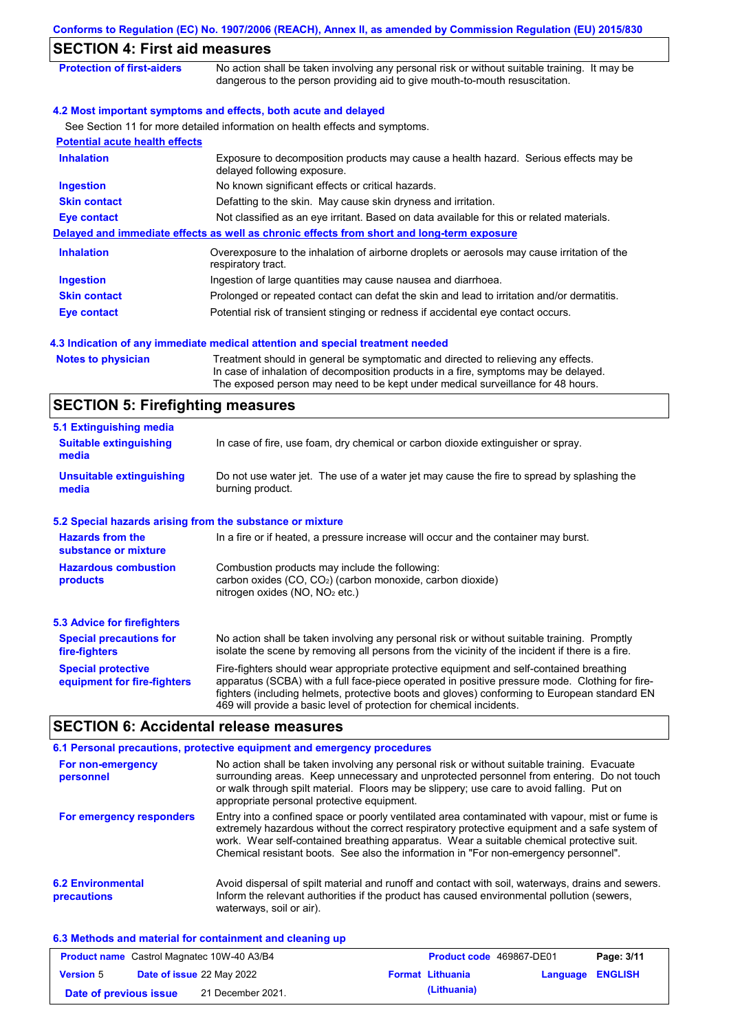## SECTION 4: First aid measures

| | |
|---|---|
| **Protection of first-aiders** | No action shall be taken involving any personal risk or without suitable training. It may be dangerous to the person providing aid to give mouth-to-mouth resuscitation. |

### 4.2 Most important symptoms and effects, both acute and delayed

See Section 11 for more detailed information on health effects and symptoms.

**Potential acute health effects**

| | |
|---|---|
| **Inhalation** | Exposure to decomposition products may cause a health hazard. Serious effects may be delayed following exposure. |
| **Ingestion** | No known significant effects or critical hazards. |
| **Skin contact** | Defatting to the skin. May cause skin dryness and irritation. |
| **Eye contact** | Not classified as an eye irritant. Based on data available for this or related materials. |

**Delayed and immediate effects as well as chronic effects from short and long-term exposure**

| | |
|---|---|
| **Inhalation** | Overexposure to the inhalation of airborne droplets or aerosols may cause irritation of the respiratory tract. |
| **Ingestion** | Ingestion of large quantities may cause nausea and diarrhoea. |
| **Skin contact** | Prolonged or repeated contact can defat the skin and lead to irritation and/or dermatitis. |
| **Eye contact** | Potential risk of transient stinging or redness if accidental eye contact occurs. |

### 4.3 Indication of any immediate medical attention and special treatment needed

| | |
|---|---|
| **Notes to physician** | Treatment should in general be symptomatic and directed to relieving any effects. In case of inhalation of decomposition products in a fire, symptoms may be delayed. The exposed person may need to be kept under medical surveillance for 48 hours. |

## SECTION 5: Firefighting measures

### 5.1 Extinguishing media

| | |
|---|---|
| **Suitable extinguishing media** | In case of fire, use foam, dry chemical or carbon dioxide extinguisher or spray. |
| **Unsuitable extinguishing media** | Do not use water jet. The use of a water jet may cause the fire to spread by splashing the burning product. |

### 5.2 Special hazards arising from the substance or mixture

| | |
|---|---|
| **Hazards from the substance or mixture** | In a fire or if heated, a pressure increase will occur and the container may burst. |
| **Hazardous combustion products** | Combustion products may include the following: carbon oxides (CO, $CO_2$) (carbon monoxide, carbon dioxide) nitrogen oxides (NO, $NO_2$ etc.) |

### 5.3 Advice for firefighters

| | |
|---|---|
| **Special precautions for fire-fighters** | No action shall be taken involving any personal risk or without suitable training. Promptly isolate the scene by removing all persons from the vicinity of the incident if there is a fire. |
| **Special protective equipment for fire-fighters** | Fire-fighters should wear appropriate protective equipment and self-contained breathing apparatus (SCBA) with a full face-piece operated in positive pressure mode. Clothing for fire-fighters (including helmets, protective boots and gloves) conforming to European standard EN 469 will provide a basic level of protection for chemical incidents. |

## SECTION 6: Accidental release measures

### 6.1 Personal precautions, protective equipment and emergency procedures

| | |
|---|---|
| **For non-emergency personnel** | No action shall be taken involving any personal risk or without suitable training. Evacuate surrounding areas. Keep unnecessary and unprotected personnel from entering. Do not touch or walk through spilt material. Floors may be slippery; use care to avoid falling. Put on appropriate personal protective equipment. |
| **For emergency responders** | Entry into a confined space or poorly ventilated area contaminated with vapour, mist or fume is extremely hazardous without the correct respiratory protective equipment and a safe system of work. Wear self-contained breathing apparatus. Wear a suitable chemical protective suit. Chemical resistant boots. See also the information in "For non-emergency personnel". |

| | |
|---|---|
| **6.2 Environmental precautions** | Avoid dispersal of spilt material and runoff and contact with soil, waterways, drains and sewers. Inform the relevant authorities if the product has caused environmental pollution (sewers, waterways, soil or air). |

### 6.3 Methods and material for containment and cleaning up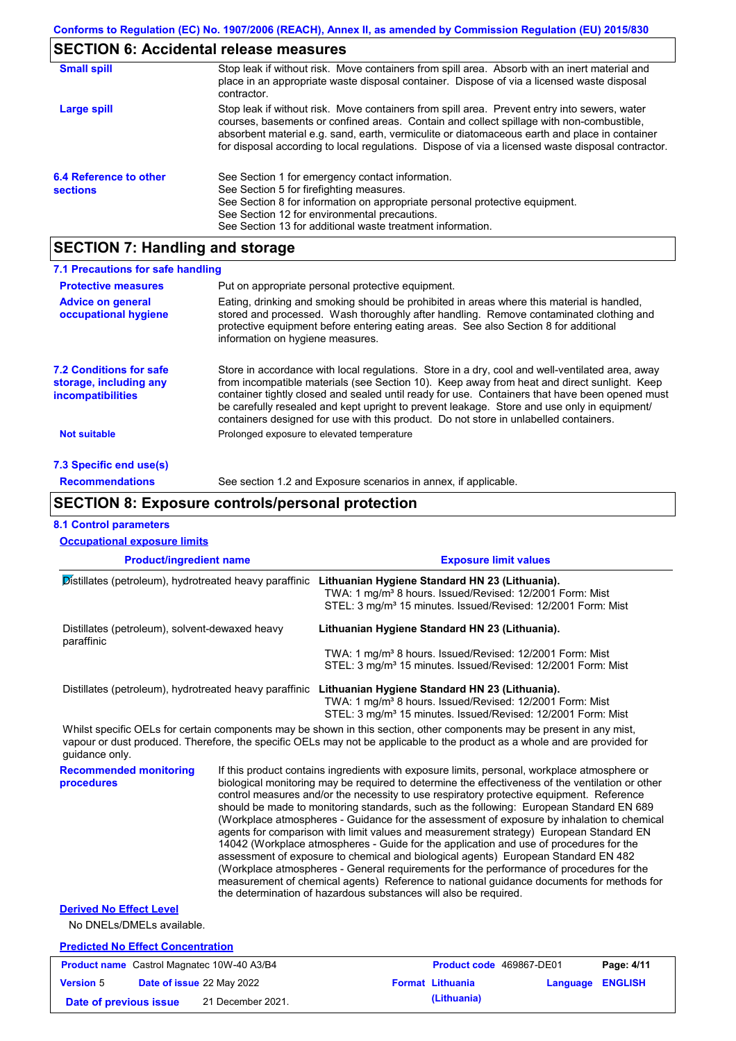Conforms to Regulation (EC) No. 1907/2006 (REACH), Annex II, as amended by Commission Regulation (EU) 2015/830

## SECTION 6: Accidental release measures

**Small spill** — Stop leak if without risk. Move containers from spill area. Absorb with an inert material and place in an appropriate waste disposal container. Dispose of via a licensed waste disposal contractor.

**Large spill** — Stop leak if without risk. Move containers from spill area. Prevent entry into sewers, water courses, basements or confined areas. Contain and collect spillage with non-combustible, absorbent material e.g. sand, earth, vermiculite or diatomaceous earth and place in container for disposal according to local regulations. Dispose of via a licensed waste disposal contractor.

**6.4 Reference to other sections**

See Section 1 for emergency contact information.
See Section 5 for firefighting measures.
See Section 8 for information on appropriate personal protective equipment.
See Section 12 for environmental precautions.
See Section 13 for additional waste treatment information.

## SECTION 7: Handling and storage

### 7.1 Precautions for safe handling

**Protective measures** — Put on appropriate personal protective equipment.

**Advice on general occupational hygiene** — Eating, drinking and smoking should be prohibited in areas where this material is handled, stored and processed. Wash thoroughly after handling. Remove contaminated clothing and protective equipment before entering eating areas. See also Section 8 for additional information on hygiene measures.

**7.2 Conditions for safe storage, including any incompatibilities** — Store in accordance with local regulations. Store in a dry, cool and well-ventilated area, away from incompatible materials (see Section 10). Keep away from heat and direct sunlight. Keep container tightly closed and sealed until ready for use. Containers that have been opened must be carefully resealed and kept upright to prevent leakage. Store and use only in equipment/containers designed for use with this product. Do not store in unlabelled containers.

**Not suitable** — Prolonged exposure to elevated temperature

### 7.3 Specific end use(s)

**Recommendations** — See section 1.2 and Exposure scenarios in annex, if applicable.

## SECTION 8: Exposure controls/personal protection

### 8.1 Control parameters

**Occupational exposure limits**

| Product/ingredient name | Exposure limit values |
|---|---|
| Distillates (petroleum), hydrotreated heavy paraffinic | **Lithuanian Hygiene Standard HN 23 (Lithuania).**<br>TWA: 1 mg/m³ 8 hours. Issued/Revised: 12/2001 Form: Mist<br>STEL: 3 mg/m³ 15 minutes. Issued/Revised: 12/2001 Form: Mist |
| Distillates (petroleum), solvent-dewaxed heavy paraffinic | **Lithuanian Hygiene Standard HN 23 (Lithuania).**<br>TWA: 1 mg/m³ 8 hours. Issued/Revised: 12/2001 Form: Mist<br>STEL: 3 mg/m³ 15 minutes. Issued/Revised: 12/2001 Form: Mist |
| Distillates (petroleum), hydrotreated heavy paraffinic | **Lithuanian Hygiene Standard HN 23 (Lithuania).**<br>TWA: 1 mg/m³ 8 hours. Issued/Revised: 12/2001 Form: Mist<br>STEL: 3 mg/m³ 15 minutes. Issued/Revised: 12/2001 Form: Mist |

Whilst specific OELs for certain components may be shown in this section, other components may be present in any mist, vapour or dust produced. Therefore, the specific OELs may not be applicable to the product as a whole and are provided for guidance only.

**Recommended monitoring procedures** — If this product contains ingredients with exposure limits, personal, workplace atmosphere or biological monitoring may be required to determine the effectiveness of the ventilation or other control measures and/or the necessity to use respiratory protective equipment. Reference should be made to monitoring standards, such as the following: European Standard EN 689 (Workplace atmospheres - Guidance for the assessment of exposure by inhalation to chemical agents for comparison with limit values and measurement strategy) European Standard EN 14042 (Workplace atmospheres - Guide for the application and use of procedures for the assessment of exposure to chemical and biological agents) European Standard EN 482 (Workplace atmospheres - General requirements for the performance of procedures for the measurement of chemical agents) Reference to national guidance documents for methods for the determination of hazardous substances will also be required.

**Derived No Effect Level**

No DNELs/DMELs available.

**Predicted No Effect Concentration**

| Product name | Castrol Magnatec 10W-40 A3/B4 | Product code | 469867-DE01 |
|---|---|---|---|
| Version | 5 | Date of issue | 22 May 2022 |
| Format | Lithuania (Lithuania) | Language | ENGLISH |
| Date of previous issue | 21 December 2021. | | |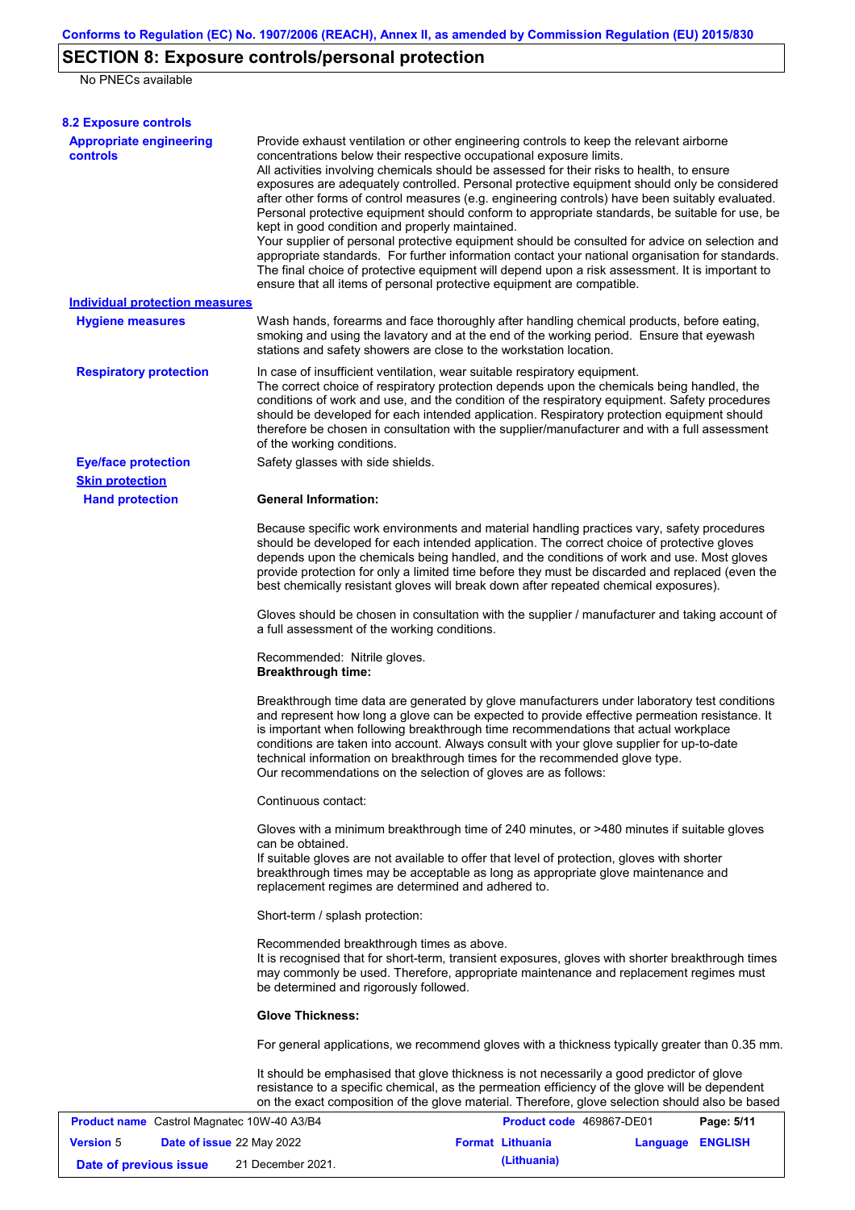## SECTION 8: Exposure controls/personal protection

No PNECs available

### 8.2 Exposure controls

**Appropriate engineering controls**

Provide exhaust ventilation or other engineering controls to keep the relevant airborne concentrations below their respective occupational exposure limits.
All activities involving chemicals should be assessed for their risks to health, to ensure exposures are adequately controlled. Personal protective equipment should only be considered after other forms of control measures (e.g. engineering controls) have been suitably evaluated. Personal protective equipment should conform to appropriate standards, be suitable for use, be kept in good condition and properly maintained.
Your supplier of personal protective equipment should be consulted for advice on selection and appropriate standards. For further information contact your national organisation for standards. The final choice of protective equipment will depend upon a risk assessment. It is important to ensure that all items of personal protective equipment are compatible.

**Individual protection measures**

**Hygiene measures**

Wash hands, forearms and face thoroughly after handling chemical products, before eating, smoking and using the lavatory and at the end of the working period. Ensure that eyewash stations and safety showers are close to the workstation location.

**Respiratory protection**

In case of insufficient ventilation, wear suitable respiratory equipment.
The correct choice of respiratory protection depends upon the chemicals being handled, the conditions of work and use, and the condition of the respiratory equipment. Safety procedures should be developed for each intended application. Respiratory protection equipment should therefore be chosen in consultation with the supplier/manufacturer and with a full assessment of the working conditions.

**Eye/face protection**

Safety glasses with side shields.

**Skin protection**

**Hand protection**

**General Information:**

Because specific work environments and material handling practices vary, safety procedures should be developed for each intended application. The correct choice of protective gloves depends upon the chemicals being handled, and the conditions of work and use. Most gloves provide protection for only a limited time before they must be discarded and replaced (even the best chemically resistant gloves will break down after repeated chemical exposures).

Gloves should be chosen in consultation with the supplier / manufacturer and taking account of a full assessment of the working conditions.

Recommended: Nitrile gloves.
**Breakthrough time:**

Breakthrough time data are generated by glove manufacturers under laboratory test conditions and represent how long a glove can be expected to provide effective permeation resistance. It is important when following breakthrough time recommendations that actual workplace conditions are taken into account. Always consult with your glove supplier for up-to-date technical information on breakthrough times for the recommended glove type.
Our recommendations on the selection of gloves are as follows:

Continuous contact:

Gloves with a minimum breakthrough time of 240 minutes, or >480 minutes if suitable gloves can be obtained.
If suitable gloves are not available to offer that level of protection, gloves with shorter breakthrough times may be acceptable as long as appropriate glove maintenance and replacement regimes are determined and adhered to.

Short-term / splash protection:

Recommended breakthrough times as above.
It is recognised that for short-term, transient exposures, gloves with shorter breakthrough times may commonly be used. Therefore, appropriate maintenance and replacement regimes must be determined and rigorously followed.

**Glove Thickness:**

For general applications, we recommend gloves with a thickness typically greater than 0.35 mm.

It should be emphasised that glove thickness is not necessarily a good predictor of glove resistance to a specific chemical, as the permeation efficiency of the glove will be dependent on the exact composition of the glove material. Therefore, glove selection should also be based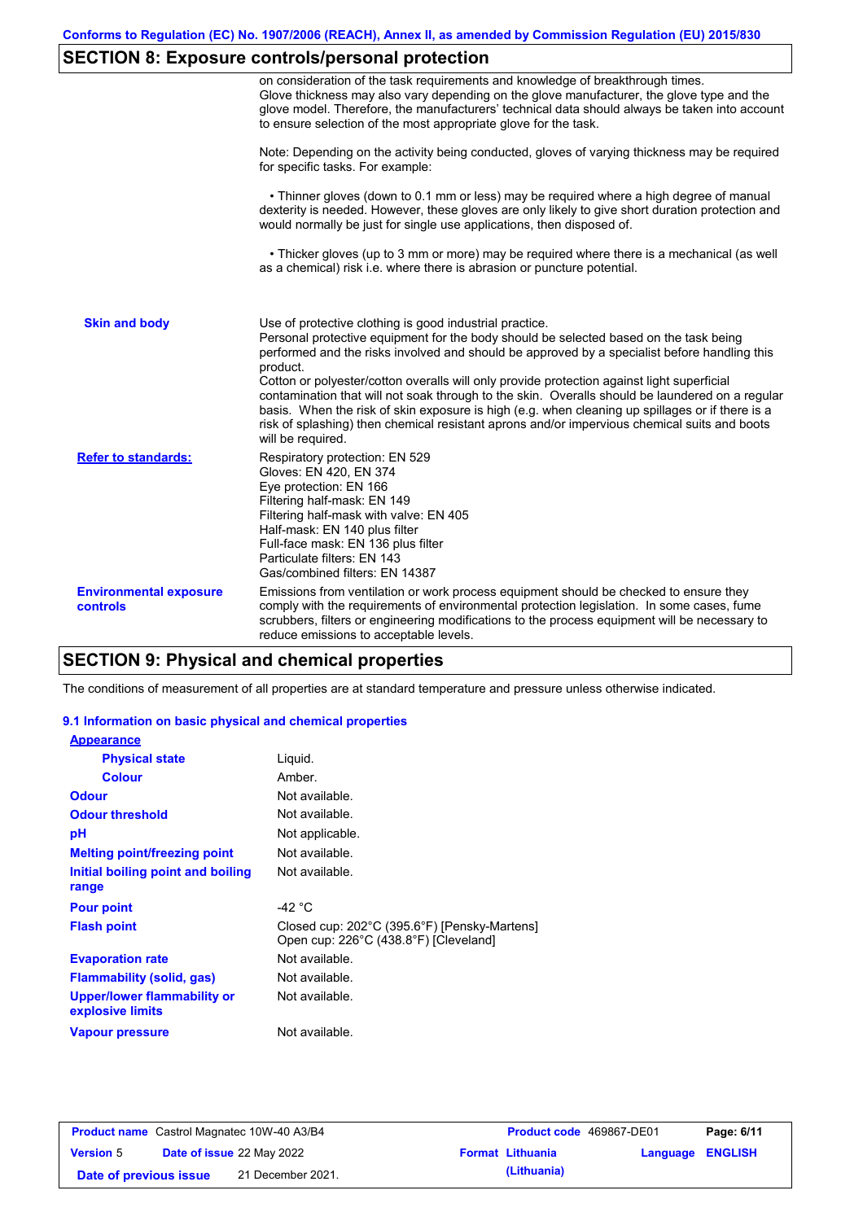## SECTION 8: Exposure controls/personal protection

on consideration of the task requirements and knowledge of breakthrough times. Glove thickness may also vary depending on the glove manufacturer, the glove type and the glove model. Therefore, the manufacturers' technical data should always be taken into account to ensure selection of the most appropriate glove for the task.

Note: Depending on the activity being conducted, gloves of varying thickness may be required for specific tasks. For example:

• Thinner gloves (down to 0.1 mm or less) may be required where a high degree of manual dexterity is needed. However, these gloves are only likely to give short duration protection and would normally be just for single use applications, then disposed of.

• Thicker gloves (up to 3 mm or more) may be required where there is a mechanical (as well as a chemical) risk i.e. where there is abrasion or puncture potential.

**Skin and body**

Use of protective clothing is good industrial practice.
Personal protective equipment for the body should be selected based on the task being performed and the risks involved and should be approved by a specialist before handling this product.
Cotton or polyester/cotton overalls will only provide protection against light superficial contamination that will not soak through to the skin. Overalls should be laundered on a regular basis. When the risk of skin exposure is high (e.g. when cleaning up spillages or if there is a risk of splashing) then chemical resistant aprons and/or impervious chemical suits and boots will be required.

**Refer to standards:**

Respiratory protection: EN 529
Gloves: EN 420, EN 374
Eye protection: EN 166
Filtering half-mask: EN 149
Filtering half-mask with valve: EN 405
Half-mask: EN 140 plus filter
Full-face mask: EN 136 plus filter
Particulate filters: EN 143
Gas/combined filters: EN 14387

**Environmental exposure controls**

Emissions from ventilation or work process equipment should be checked to ensure they comply with the requirements of environmental protection legislation. In some cases, fume scrubbers, filters or engineering modifications to the process equipment will be necessary to reduce emissions to acceptable levels.

## SECTION 9: Physical and chemical properties

The conditions of measurement of all properties are at standard temperature and pressure unless otherwise indicated.

### 9.1 Information on basic physical and chemical properties

| Property | Value |
|---|---|
| **Appearance** | |
| Physical state | Liquid. |
| Colour | Amber. |
| Odour | Not available. |
| Odour threshold | Not available. |
| pH | Not applicable. |
| Melting point/freezing point | Not available. |
| Initial boiling point and boiling range | Not available. |
| Pour point | -42 °C |
| Flash point | Closed cup: 202°C (395.6°F) [Pensky-Martens]<br>Open cup: 226°C (438.8°F) [Cleveland] |
| Evaporation rate | Not available. |
| Flammability (solid, gas) | Not available. |
| Upper/lower flammability or explosive limits | Not available. |
| Vapour pressure | Not available. |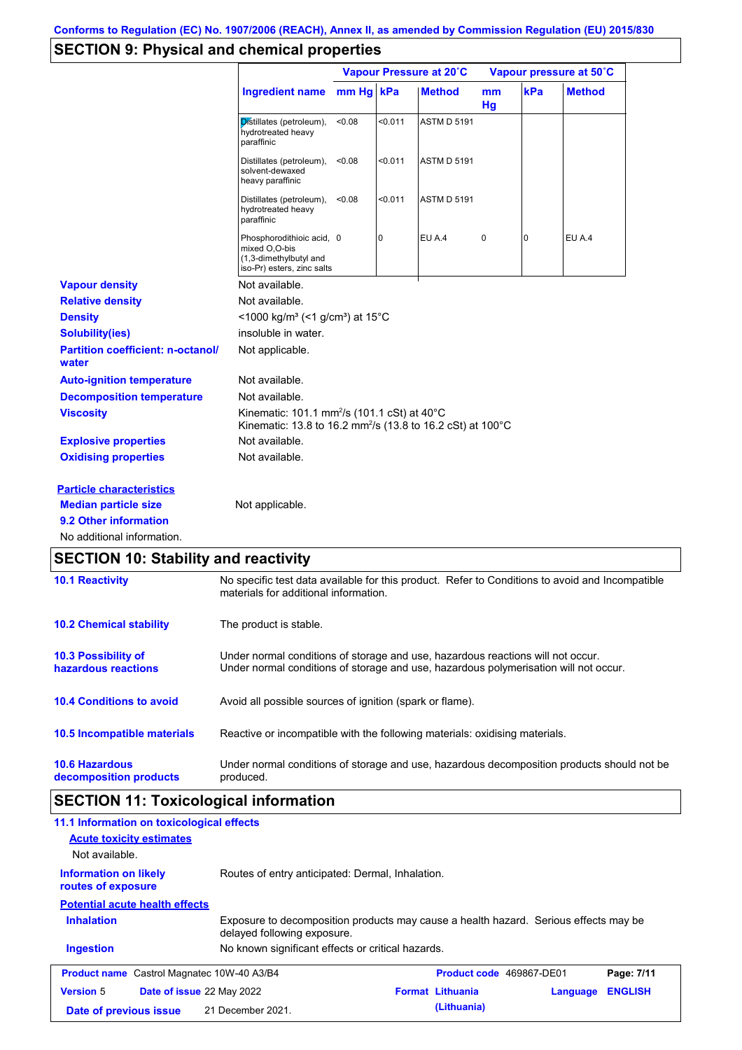Conforms to Regulation (EC) No. 1907/2006 (REACH), Annex II, as amended by Commission Regulation (EU) 2015/830

## SECTION 9: Physical and chemical properties

| | Vapour Pressure at 20˚C | | | Vapour pressure at 50˚C | | |
|---|---|---|---|---|---|---|
| Ingredient name | mm Hg | kPa | Method | mm Hg | kPa | Method |
| Distillates (petroleum), hydrotreated heavy paraffinic | <0.08 | <0.011 | ASTM D 5191 | | | |
| Distillates (petroleum), solvent-dewaxed heavy paraffinic | <0.08 | <0.011 | ASTM D 5191 | | | |
| Distillates (petroleum), hydrotreated heavy paraffinic | <0.08 | <0.011 | ASTM D 5191 | | | |
| Phosphorodithioic acid, mixed O,O-bis (1,3-dimethylbutyl and iso-Pr) esters, zinc salts | 0 | 0 | EU A.4 | 0 | 0 | EU A.4 |

**Vapour density** Not available.

**Relative density** Not available.

**Density** <1000 kg/m³ (<1 g/cm³) at 15°C

**Solubility(ies)** insoluble in water.

**Partition coefficient: n-octanol/water** Not applicable.

**Auto-ignition temperature** Not available.

**Decomposition temperature** Not available.

**Viscosity** Kinematic: 101.1 mm$^2$/s (101.1 cSt) at 40°C
Kinematic: 13.8 to 16.2 mm$^2$/s (13.8 to 16.2 cSt) at 100°C

**Explosive properties** Not available.

**Oxidising properties** Not available.

**Particle characteristics**

**Median particle size** Not applicable.

**9.2 Other information**

No additional information.

## SECTION 10: Stability and reactivity

**10.1 Reactivity** No specific test data available for this product. Refer to Conditions to avoid and Incompatible materials for additional information.

**10.2 Chemical stability** The product is stable.

**10.3 Possibility of hazardous reactions** Under normal conditions of storage and use, hazardous reactions will not occur. Under normal conditions of storage and use, hazardous polymerisation will not occur.

**10.4 Conditions to avoid** Avoid all possible sources of ignition (spark or flame).

**10.5 Incompatible materials** Reactive or incompatible with the following materials: oxidising materials.

**10.6 Hazardous decomposition products** Under normal conditions of storage and use, hazardous decomposition products should not be produced.

## SECTION 11: Toxicological information

**11.1 Information on toxicological effects**

**Acute toxicity estimates**

Not available.

**Information on likely routes of exposure** Routes of entry anticipated: Dermal, Inhalation.

**Potential acute health effects**

**Inhalation** Exposure to decomposition products may cause a health hazard. Serious effects may be delayed following exposure.

**Ingestion** No known significant effects or critical hazards.

| Product name Castrol Magnatec 10W-40 A3/B4 | Product code 469867-DE01 | Page: 7/11 |
|---|---|---|
| Version 5 Date of issue 22 May 2022 | Format Lithuania (Lithuania) | Language ENGLISH |
| Date of previous issue 21 December 2021. | | |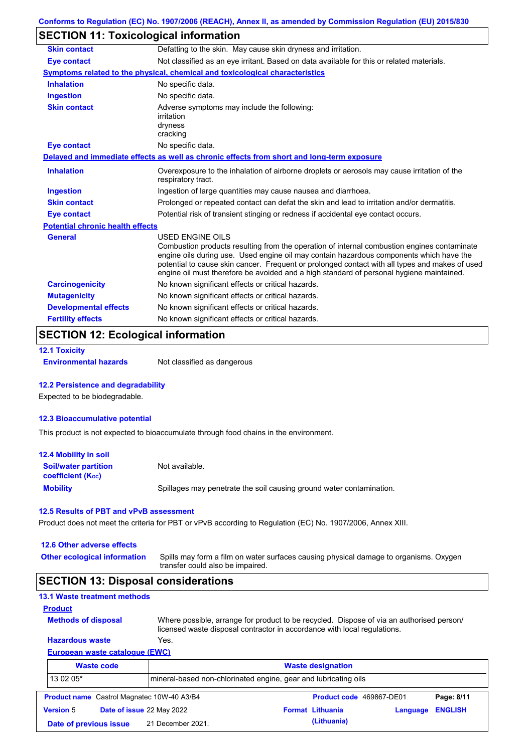## SECTION 11: Toxicological information

| | |
|---|---|
| **Skin contact** | Defatting to the skin. May cause skin dryness and irritation. |
| **Eye contact** | Not classified as an eye irritant. Based on data available for this or related materials. |

**Symptoms related to the physical, chemical and toxicological characteristics**

| | |
|---|---|
| **Inhalation** | No specific data. |
| **Ingestion** | No specific data. |
| **Skin contact** | Adverse symptoms may include the following: irritation dryness cracking |
| **Eye contact** | No specific data. |

**Delayed and immediate effects as well as chronic effects from short and long-term exposure**

| | |
|---|---|
| **Inhalation** | Overexposure to the inhalation of airborne droplets or aerosols may cause irritation of the respiratory tract. |
| **Ingestion** | Ingestion of large quantities may cause nausea and diarrhoea. |
| **Skin contact** | Prolonged or repeated contact can defat the skin and lead to irritation and/or dermatitis. |
| **Eye contact** | Potential risk of transient stinging or redness if accidental eye contact occurs. |

**Potential chronic health effects**

| | |
|---|---|
| **General** | USED ENGINE OILS<br>Combustion products resulting from the operation of internal combustion engines contaminate engine oils during use. Used engine oil may contain hazardous components which have the potential to cause skin cancer. Frequent or prolonged contact with all types and makes of used engine oil must therefore be avoided and a high standard of personal hygiene maintained. |
| **Carcinogenicity** | No known significant effects or critical hazards. |
| **Mutagenicity** | No known significant effects or critical hazards. |
| **Developmental effects** | No known significant effects or critical hazards. |
| **Fertility effects** | No known significant effects or critical hazards. |

## SECTION 12: Ecological information

### 12.1 Toxicity

**Environmental hazards** Not classified as dangerous

### 12.2 Persistence and degradability

Expected to be biodegradable.

### 12.3 Bioaccumulative potential

This product is not expected to bioaccumulate through food chains in the environment.

### 12.4 Mobility in soil

| | |
|---|---|
| **Soil/water partition coefficient ($K_{OC}$)** | Not available. |
| **Mobility** | Spillages may penetrate the soil causing ground water contamination. |

### 12.5 Results of PBT and vPvB assessment

Product does not meet the criteria for PBT or vPvB according to Regulation (EC) No. 1907/2006, Annex XIII.

### 12.6 Other adverse effects

**Other ecological information** Spills may form a film on water surfaces causing physical damage to organisms. Oxygen transfer could also be impaired.

## SECTION 13: Disposal considerations

### 13.1 Waste treatment methods

**Product**

| | |
|---|---|
| **Methods of disposal** | Where possible, arrange for product to be recycled. Dispose of via an authorised person/ licensed waste disposal contractor in accordance with local regulations. |
| **Hazardous waste** | Yes. |

**European waste catalogue (EWC)**

| Waste code | Waste designation |
|---|---|
| 13 02 05* | mineral-based non-chlorinated engine, gear and lubricating oils |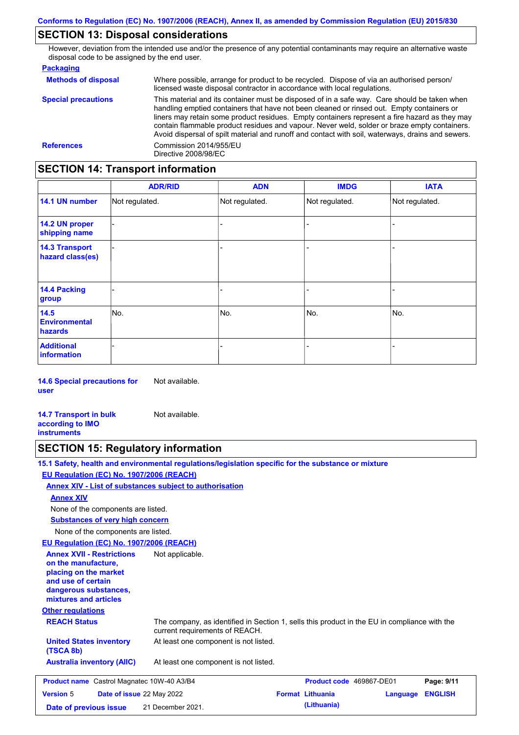## SECTION 13: Disposal considerations

However, deviation from the intended use and/or the presence of any potential contaminants may require an alternative waste disposal code to be assigned by the end user.

**Packaging**

**Methods of disposal** Where possible, arrange for product to be recycled. Dispose of via an authorised person/ licensed waste disposal contractor in accordance with local regulations.

**Special precautions** This material and its container must be disposed of in a safe way. Care should be taken when handling emptied containers that have not been cleaned or rinsed out. Empty containers or liners may retain some product residues. Empty containers represent a fire hazard as they may contain flammable product residues and vapour. Never weld, solder or braze empty containers. Avoid dispersal of spilt material and runoff and contact with soil, waterways, drains and sewers.

**References** Commission 2014/955/EU
Directive 2008/98/EC

## SECTION 14: Transport information

| | ADR/RID | ADN | IMDG | IATA |
|---|---|---|---|---|
| 14.1 UN number | Not regulated. | Not regulated. | Not regulated. | Not regulated. |
| 14.2 UN proper shipping name | - | - | - | - |
| 14.3 Transport hazard class(es) | - | - | - | - |
| 14.4 Packing group | - | - | - | - |
| 14.5 Environmental hazards | No. | No. | No. | No. |
| Additional information | - | - | - | - |

**14.6 Special precautions for user** Not available.

**14.7 Transport in bulk according to IMO instruments** Not available.

## SECTION 15: Regulatory information

**15.1 Safety, health and environmental regulations/legislation specific for the substance or mixture**

**EU Regulation (EC) No. 1907/2006 (REACH)**

**Annex XIV - List of substances subject to authorisation**

**Annex XIV**

None of the components are listed.

**Substances of very high concern**

None of the components are listed.

**EU Regulation (EC) No. 1907/2006 (REACH)**

**Annex XVII - Restrictions on the manufacture, placing on the market and use of certain dangerous substances, mixtures and articles** Not applicable.

**Other regulations**

**REACH Status** The company, as identified in Section 1, sells this product in the EU in compliance with the current requirements of REACH.

**United States inventory (TSCA 8b)** At least one component is not listed.

**Australia inventory (AIIC)** At least one component is not listed.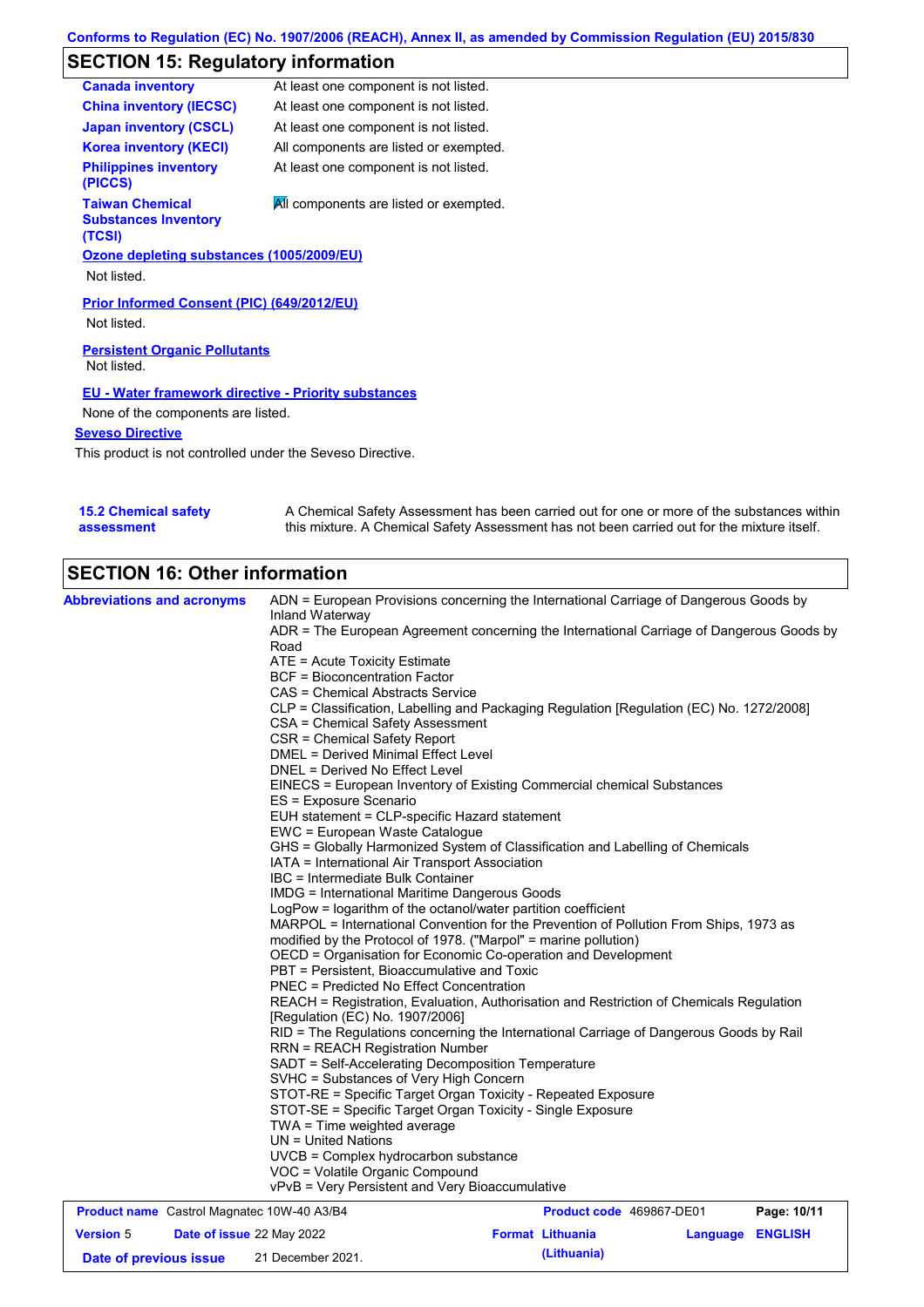## SECTION 15: Regulatory information

| | |
|---|---|
| **Canada inventory** | At least one component is not listed. |
| **China inventory (IECSC)** | At least one component is not listed. |
| **Japan inventory (CSCL)** | At least one component is not listed. |
| **Korea inventory (KECI)** | All components are listed or exempted. |
| **Philippines inventory (PICCS)** | At least one component is not listed. |
| **Taiwan Chemical Substances Inventory (TCSI)** | All components are listed or exempted. |

**Ozone depleting substances (1005/2009/EU)**

Not listed.

**Prior Informed Consent (PIC) (649/2012/EU)**

Not listed.

**Persistent Organic Pollutants**

Not listed.

**EU - Water framework directive - Priority substances**

None of the components are listed.

**Seveso Directive**

This product is not controlled under the Seveso Directive.

**15.2 Chemical safety assessment**

A Chemical Safety Assessment has been carried out for one or more of the substances within this mixture. A Chemical Safety Assessment has not been carried out for the mixture itself.

## SECTION 16: Other information

**Abbreviations and acronyms**

ADN = European Provisions concerning the International Carriage of Dangerous Goods by Inland Waterway
ADR = The European Agreement concerning the International Carriage of Dangerous Goods by Road
ATE = Acute Toxicity Estimate
BCF = Bioconcentration Factor
CAS = Chemical Abstracts Service
CLP = Classification, Labelling and Packaging Regulation [Regulation (EC) No. 1272/2008]
CSA = Chemical Safety Assessment
CSR = Chemical Safety Report
DMEL = Derived Minimal Effect Level
DNEL = Derived No Effect Level
EINECS = European Inventory of Existing Commercial chemical Substances
ES = Exposure Scenario
EUH statement = CLP-specific Hazard statement
EWC = European Waste Catalogue
GHS = Globally Harmonized System of Classification and Labelling of Chemicals
IATA = International Air Transport Association
IBC = Intermediate Bulk Container
IMDG = International Maritime Dangerous Goods
LogPow = logarithm of the octanol/water partition coefficient
MARPOL = International Convention for the Prevention of Pollution From Ships, 1973 as modified by the Protocol of 1978. ("Marpol" = marine pollution)
OECD = Organisation for Economic Co-operation and Development
PBT = Persistent, Bioaccumulative and Toxic
PNEC = Predicted No Effect Concentration
REACH = Registration, Evaluation, Authorisation and Restriction of Chemicals Regulation [Regulation (EC) No. 1907/2006]
RID = The Regulations concerning the International Carriage of Dangerous Goods by Rail
RRN = REACH Registration Number
SADT = Self-Accelerating Decomposition Temperature
SVHC = Substances of Very High Concern
STOT-RE = Specific Target Organ Toxicity - Repeated Exposure
STOT-SE = Specific Target Organ Toxicity - Single Exposure
TWA = Time weighted average
UN = United Nations
UVCB = Complex hydrocarbon substance
VOC = Volatile Organic Compound
vPvB = Very Persistent and Very Bioaccumulative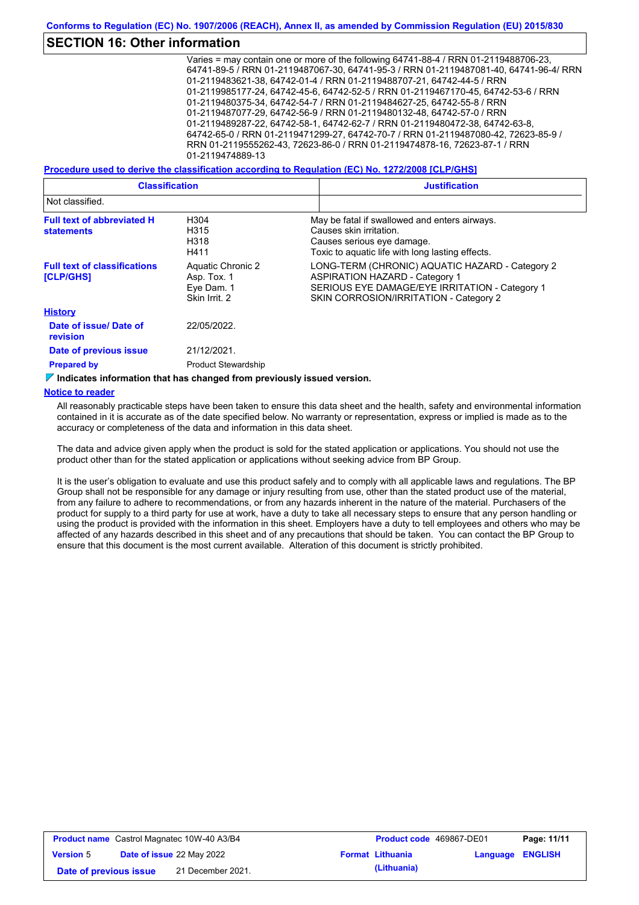## SECTION 16: Other information

Varies = may contain one or more of the following 64741-88-4 / RRN 01-2119488706-23, 64741-89-5 / RRN 01-2119487067-30, 64741-95-3 / RRN 01-2119487081-40, 64741-96-4/ RRN 01-2119483621-38, 64742-01-4 / RRN 01-2119488707-21, 64742-44-5 / RRN 01-2119985177-24, 64742-45-6, 64742-52-5 / RRN 01-2119467170-45, 64742-53-6 / RRN 01-2119480375-34, 64742-54-7 / RRN 01-2119484627-25, 64742-55-8 / RRN 01-2119487077-29, 64742-56-9 / RRN 01-2119480132-48, 64742-57-0 / RRN 01-2119489287-22, 64742-58-1, 64742-62-7 / RRN 01-2119480472-38, 64742-63-8, 64742-65-0 / RRN 01-2119471299-27, 64742-70-7 / RRN 01-2119487080-42, 72623-85-9 / RRN 01-2119555262-43, 72623-86-0 / RRN 01-2119474878-16, 72623-87-1 / RRN 01-2119474889-13

**Procedure used to derive the classification according to Regulation (EC) No. 1272/2008 [CLP/GHS]**

| Classification | Justification |
|---|---|
| Not classified. | |

**Full text of abbreviated H statements**

| | | |
|---|---|---|
| H304 | May be fatal if swallowed and enters airways. |
| H315 | Causes skin irritation. |
| H318 | Causes serious eye damage. |
| H411 | Toxic to aquatic life with long lasting effects. |

**Full text of classifications [CLP/GHS]**

| | |
|---|---|
| Aquatic Chronic 2 | LONG-TERM (CHRONIC) AQUATIC HAZARD - Category 2 |
| Asp. Tox. 1 | ASPIRATION HAZARD - Category 1 |
| Eye Dam. 1 | SERIOUS EYE DAMAGE/EYE IRRITATION - Category 1 |
| Skin Irrit. 2 | SKIN CORROSION/IRRITATION - Category 2 |

**History**

**Date of issue/ Date of revision** 22/05/2022.

**Date of previous issue** 21/12/2021.

**Prepared by** Product Stewardship

**Indicates information that has changed from previously issued version.**

**Notice to reader**

All reasonably practicable steps have been taken to ensure this data sheet and the health, safety and environmental information contained in it is accurate as of the date specified below. No warranty or representation, express or implied is made as to the accuracy or completeness of the data and information in this data sheet.

The data and advice given apply when the product is sold for the stated application or applications. You should not use the product other than for the stated application or applications without seeking advice from BP Group.

It is the user's obligation to evaluate and use this product safely and to comply with all applicable laws and regulations. The BP Group shall not be responsible for any damage or injury resulting from use, other than the stated product use of the material, from any failure to adhere to recommendations, or from any hazards inherent in the nature of the material. Purchasers of the product for supply to a third party for use at work, have a duty to take all necessary steps to ensure that any person handling or using the product is provided with the information in this sheet. Employers have a duty to tell employees and others who may be affected of any hazards described in this sheet and of any precautions that should be taken. You can contact the BP Group to ensure that this document is the most current available. Alteration of this document is strictly prohibited.